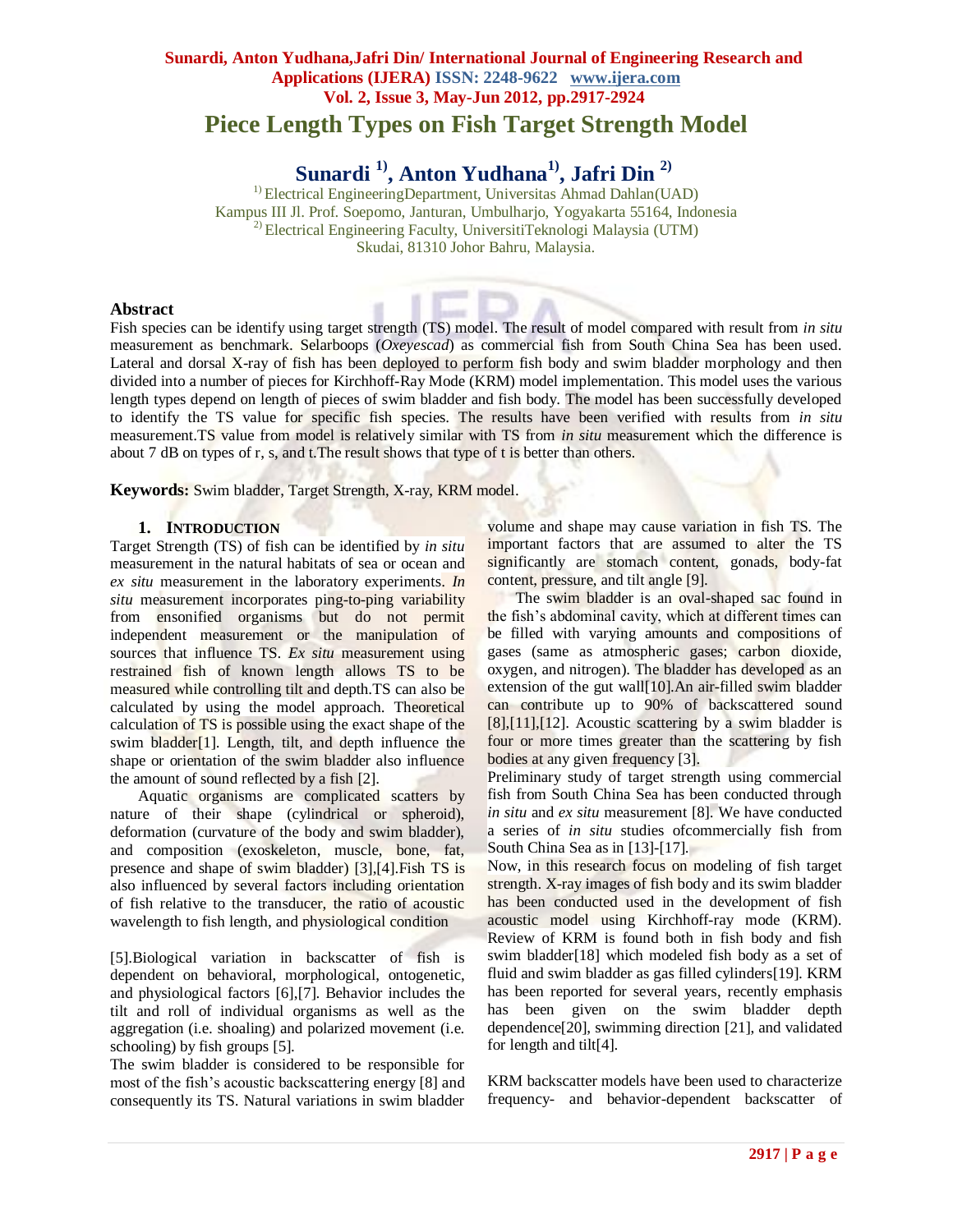# Piece Length Types on Fish Target Strength Model

**Sunardi [1], Anton Yudhana[1], Jafri Din [2]**

[1] Electrical EngineeringDepartment, Universitas Ahmad Dahlan(UAD)
Kampus III Jl. Prof. Soepomo, Janturan, Umbulharjo, Yogyakarta 55164, Indonesia
[2] Electrical Engineering Faculty, UniversitiTeknologi Malaysia (UTM)
Skudai, 81310 Johor Bahru, Malaysia.

## Abstract

Fish species can be identify using target strength (TS) model. The result of model compared with result from *in situ* measurement as benchmark. Selarboops (*Oxeyescad*) as commercial fish from South China Sea has been used. Lateral and dorsal X-ray of fish has been deployed to perform fish body and swim bladder morphology and then divided into a number of pieces for Kirchhoff-Ray Mode (KRM) model implementation. This model uses the various length types depend on length of pieces of swim bladder and fish body. The model has been successfully developed to identify the TS value for specific fish species. The results have been verified with results from *in situ* measurement.TS value from model is relatively similar with TS from *in situ* measurement which the difference is about 7 dB on types of r, s, and t.The result shows that type of t is better than others.

**Keywords:** Swim bladder, Target Strength, X-ray, KRM model.

## 1. Introduction

Target Strength (TS) of fish can be identified by *in situ* measurement in the natural habitats of sea or ocean and *ex situ* measurement in the laboratory experiments. *In situ* measurement incorporates ping-to-ping variability from ensonified organisms but do not permit independent measurement or the manipulation of sources that influence TS. *Ex situ* measurement using restrained fish of known length allows TS to be measured while controlling tilt and depth.TS can also be calculated by using the model approach. Theoretical calculation of TS is possible using the exact shape of the swim bladder[1]. Length, tilt, and depth influence the shape or orientation of the swim bladder also influence the amount of sound reflected by a fish [2].

Aquatic organisms are complicated scatters by nature of their shape (cylindrical or spheroid), deformation (curvature of the body and swim bladder), and composition (exoskeleton, muscle, bone, fat, presence and shape of swim bladder) [3],[4].Fish TS is also influenced by several factors including orientation of fish relative to the transducer, the ratio of acoustic wavelength to fish length, and physiological condition

[5].Biological variation in backscatter of fish is dependent on behavioral, morphological, ontogenetic, and physiological factors [6],[7]. Behavior includes the tilt and roll of individual organisms as well as the aggregation (i.e. shoaling) and polarized movement (i.e. schooling) by fish groups [5].

The swim bladder is considered to be responsible for most of the fish's acoustic backscattering energy [8] and consequently its TS. Natural variations in swim bladder volume and shape may cause variation in fish TS. The important factors that are assumed to alter the TS significantly are stomach content, gonads, body-fat content, pressure, and tilt angle [9].

The swim bladder is an oval-shaped sac found in the fish's abdominal cavity, which at different times can be filled with varying amounts and compositions of gases (same as atmospheric gases; carbon dioxide, oxygen, and nitrogen). The bladder has developed as an extension of the gut wall[10].An air-filled swim bladder can contribute up to 90% of backscattered sound [8],[11],[12]. Acoustic scattering by a swim bladder is four or more times greater than the scattering by fish bodies at any given frequency [3].

Preliminary study of target strength using commercial fish from South China Sea has been conducted through *in situ* and *ex situ* measurement [8]. We have conducted a series of *in situ* studies ofcommercially fish from South China Sea as in [13]-[17].

Now, in this research focus on modeling of fish target strength. X-ray images of fish body and its swim bladder has been conducted used in the development of fish acoustic model using Kirchhoff-ray mode (KRM). Review of KRM is found both in fish body and fish swim bladder[18] which modeled fish body as a set of fluid and swim bladder as gas filled cylinders[19]. KRM has been reported for several years, recently emphasis has been given on the swim bladder depth dependence[20], swimming direction [21], and validated for length and tilt[4].

KRM backscatter models have been used to characterize frequency- and behavior-dependent backscatter of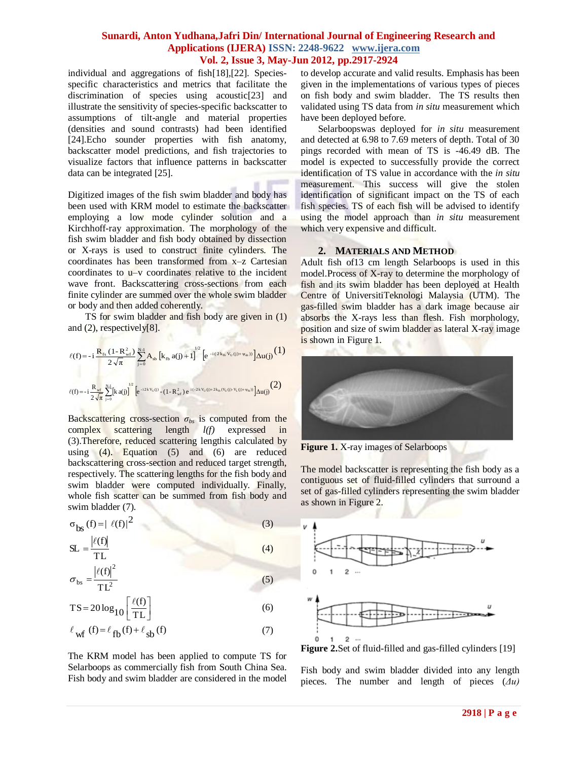individual and aggregations of fish[18],[22]. Species-specific characteristics and metrics that facilitate the discrimination of species using acoustic[23] and illustrate the sensitivity of species-specific backscatter to assumptions of tilt-angle and material properties (densities and sound contrasts) had been identified [24].Echo sounder properties with fish anatomy, backscatter model predictions, and fish trajectories to visualize factors that influence patterns in backscatter data can be integrated [25].

Digitized images of the fish swim bladder and body has been used with KRM model to estimate the backscatter employing a low mode cylinder solution and a Kirchhoff-ray approximation. The morphology of the fish swim bladder and fish body obtained by dissection or X-rays is used to construct finite cylinders. The coordinates has been transformed from x–z Cartesian coordinates to u–v coordinates relative to the incident wave front. Backscattering cross-sections from each finite cylinder are summed over the whole swim bladder or body and then added coherently.

TS for swim bladder and fish body are given in (1) and (2), respectively[8].

$$\ell(f) = -i\,\frac{R_{fs}\,(1-R_{wf}^{2})}{2\sqrt{\pi}}\sum_{j=0}^{N-1} A_{sb}\left[k_{fb}\,a(j)+1\right]^{1/2}\left[e^{-i\,(2\,k_{fb}\,V_U(j)+\psi_{sb})}\right]\Delta u(j) \quad (1)$$

$$\ell(f) = -i\,\frac{R_{wf}}{2\sqrt{\pi}}\sum_{j=0}^{N-1}\left[k\,a(j)\right]^{1/2}\left[e^{-i\,2\,k\,V_U(j)} - (1-R_{wf}^{2})\,e^{\,i\,(-2\,k\,V_U(j)+2\,k_{fb}\,(V_U(j)-V_L(j))+\psi_{fb})}\right]\Delta u(j) \quad (2)$$

Backscattering cross-section $\sigma_{bs}$ is computed from the complex scattering length *l(f)* expressed in (3).Therefore, reduced scattering lengthis calculated by using (4). Equation (5) and (6) are reduced backscattering cross-section and reduced target strength, respectively. The scattering lengths for the fish body and swim bladder were computed individually. Finally, whole fish scatter can be summed from fish body and swim bladder (7).

$$\sigma_{bs}(f) = |\,\ell(f)|^{2} \quad (3)$$

$$SL = \frac{|\ell(f)|}{TL} \quad (4)$$

$$\sigma_{bs} = \frac{|\ell(f)|^{2}}{TL^{2}} \quad (5)$$

$$TS = 20\log_{10}\left[\frac{\ell(f)}{TL}\right] \quad (6)$$

$$\ell_{wf}(f) = \ell_{fb}(f) + \ell_{sb}(f) \quad (7)$$

The KRM model has been applied to compute TS for Selarboops as commercially fish from South China Sea. Fish body and swim bladder are considered in the model to develop accurate and valid results. Emphasis has been given in the implementations of various types of pieces on fish body and swim bladder. The TS results then validated using TS data from *in situ* measurement which have been deployed before.

Selarboopswas deployed for *in situ* measurement and detected at 6.98 to 7.69 meters of depth. Total of 30 pings recorded with mean of TS is -46.49 dB. The model is expected to successfully provide the correct identification of TS value in accordance with the *in situ* measurement. This success will give the stolen identification of significant impact on the TS of each fish species. TS of each fish will be advised to identify using the model approach than *in situ* measurement which very expensive and difficult.

## 2. Materials and Method

Adult fish of13 cm length Selarboops is used in this model.Process of X-ray to determine the morphology of fish and its swim bladder has been deployed at Health Centre of UniversitiTeknologi Malaysia (UTM). The gas-filled swim bladder has a dark image because air absorbs the X-rays less than flesh. Fish morphology, position and size of swim bladder as lateral X-ray image is shown in Figure 1.

**Figure 1.** X-ray images of Selarboops

The model backscatter is representing the fish body as a contiguous set of fluid-filled cylinders that surround a set of gas-filled cylinders representing the swim bladder as shown in Figure 2.

**Figure 2.**Set of fluid-filled and gas-filled cylinders [19]

Fish body and swim bladder divided into any length pieces. The number and length of pieces *(Δu)*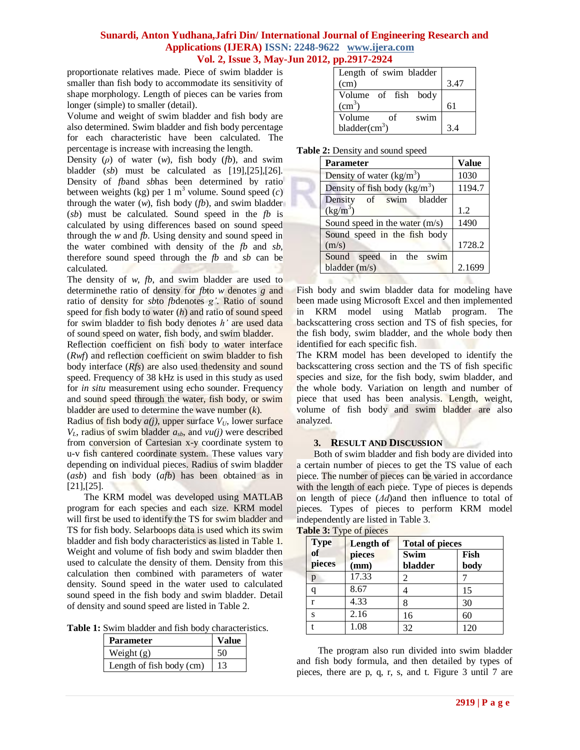proportionate relatives made. Piece of swim bladder is smaller than fish body to accommodate its sensitivity of shape morphology. Length of pieces can be varies from longer (simple) to smaller (detail).

Volume and weight of swim bladder and fish body are also determined. Swim bladder and fish body percentage for each characteristic have been calculated. The percentage is increase with increasing the length.

Density ($\rho$) of water (*w*), fish body (*fb*), and swim bladder (*sb*) must be calculated as [19],[25],[26]. Density of *fb*and *sb*has been determined by ratio between weights (kg) per 1 $m^3$ volume. Sound speed ($c$) through the water (*w*), fish body (*fb*), and swim bladder (*sb*) must be calculated. Sound speed in the *fb* is calculated by using differences based on sound speed through the *w* and *fb*. Using density and sound speed in the water combined with density of the *fb* and *sb*, therefore sound speed through the *fb* and *sb* can be calculated.

The density of *w*, *fb*, and swim bladder are used to determinethe ratio of density for *fb*to *w* denotes *g* and ratio of density for *sb*to *fb*denotes *g'*. Ratio of sound speed for fish body to water (*h*) and ratio of sound speed for swim bladder to fish body denotes *h'* are used data of sound speed on water, fish body, and swim bladder.

Reflection coefficient on fish body to water interface (*Rwf*) and reflection coefficient on swim bladder to fish body interface (*Rfs*) are also used thedensity and sound speed. Frequency of 38 kHz is used in this study as used for *in situ* measurement using echo sounder. Frequency and sound speed through the water, fish body, or swim bladder are used to determine the wave number (*k*).

Radius of fish body *a(j)*, upper surface $V_U$, lower surface $V_L$, radius of swim bladder $a_{sb}$, and *vu(j)* were described from conversion of Cartesian x-y coordinate system to u-v fish cantered coordinate system. These values vary depending on individual pieces. Radius of swim bladder (*asb*) and fish body (*afb*) has been obtained as in [21],[25].

The KRM model was developed using MATLAB program for each species and each size. KRM model will first be used to identify the TS for swim bladder and TS for fish body. Selarboops data is used which its swim bladder and fish body characteristics as listed in Table 1. Weight and volume of fish body and swim bladder then used to calculate the density of them. Density from this calculation then combined with parameters of water density. Sound speed in the water used to calculated sound speed in the fish body and swim bladder. Detail of density and sound speed are listed in Table 2.

**Table 1:** Swim bladder and fish body characteristics.

| Parameter | Value |
|---|---|
| Weight (g) | 50 |
| Length of fish body (cm) | 13 |
| Length of swim bladder (cm) | 3.47 |
| Volume of fish body ($cm^3$) | 61 |
| Volume of swim bladder($cm^3$) | 3.4 |

**Table 2:** Density and sound speed

| Parameter | Value |
|---|---|
| Density of water ($kg/m^3$) | 1030 |
| Density of fish body ($kg/m^3$) | 1194.7 |
| Density of swim bladder ($kg/m^3$) | 1.2 |
| Sound speed in the water (m/s) | 1490 |
| Sound speed in the fish body (m/s) | 1728.2 |
| Sound speed in the swim bladder (m/s) | 2.1699 |

Fish body and swim bladder data for modeling have been made using Microsoft Excel and then implemented in KRM model using Matlab program. The backscattering cross section and TS of fish species, for the fish body, swim bladder, and the whole body then identified for each specific fish.

The KRM model has been developed to identify the backscattering cross section and the TS of fish specific species and size, for the fish body, swim bladder, and the whole body. Variation on length and number of piece that used has been analysis. Length, weight, volume of fish body and swim bladder are also analyzed.

## 3. Result and Discussion

Both of swim bladder and fish body are divided into a certain number of pieces to get the TS value of each piece. The number of pieces can be varied in accordance with the length of each piece. Type of pieces is depends on length of piece ($\Delta d$)and then influence to total of pieces. Types of pieces to perform KRM model independently are listed in Table 3.

**Table 3:** Type of pieces

| Type of pieces | Length of pieces (mm) | Total of pieces | |
|---|---|---|---|
| | | Swim bladder | Fish body |
| p | 17.33 | 2 | 7 |
| q | 8.67 | 4 | 15 |
| r | 4.33 | 8 | 30 |
| s | 2.16 | 16 | 60 |
| t | 1.08 | 32 | 120 |

The program also run divided into swim bladder and fish body formula, and then detailed by types of pieces, there are p, q, r, s, and t. Figure 3 until 7 are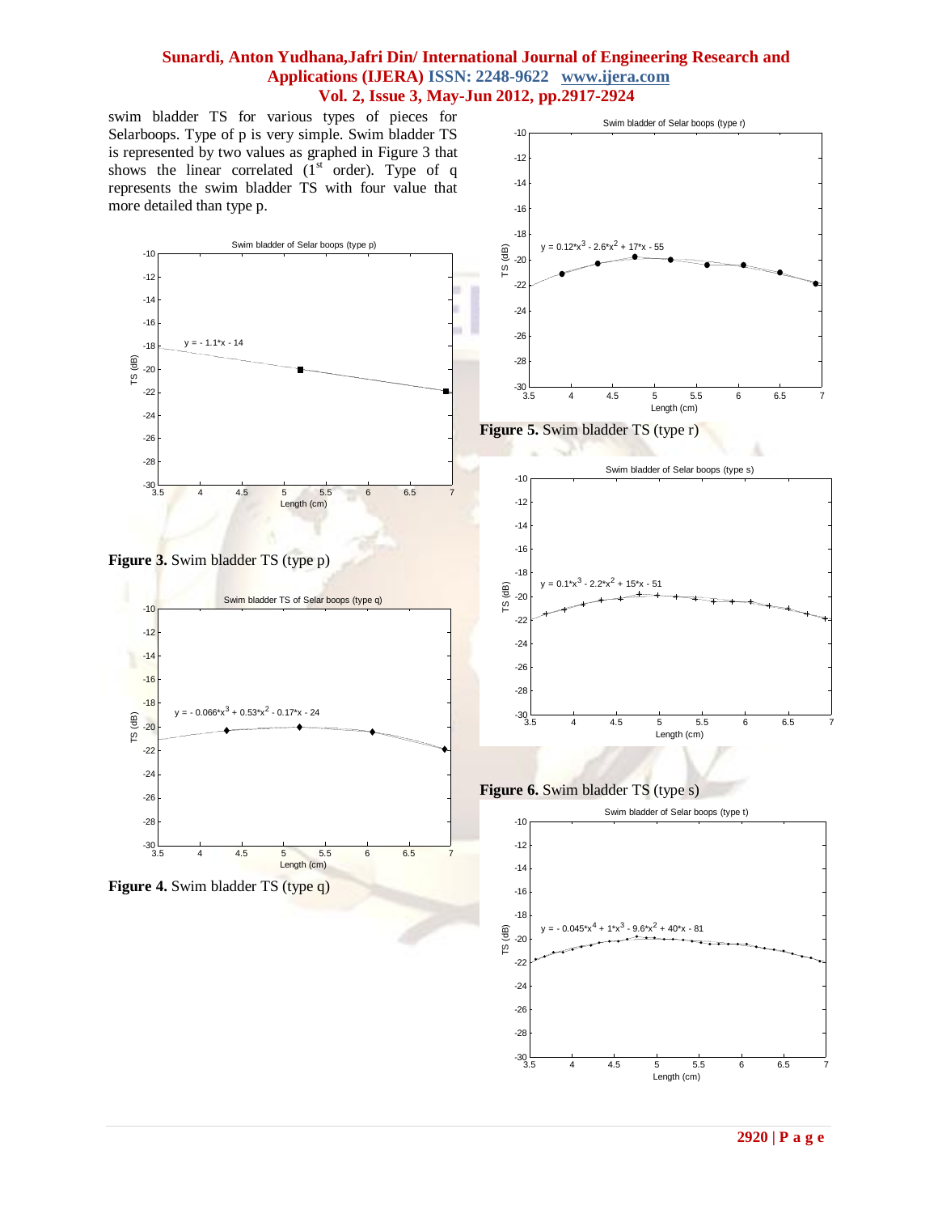swim bladder TS for various types of pieces for Selarboops. Type of p is very simple. Swim bladder TS is represented by two values as graphed in Figure 3 that shows the linear correlated ($1^{st}$ order). Type of q represents the swim bladder TS with four value that more detailed than type p.

**Figure 3.** Swim bladder TS (type p)

**Figure 4.** Swim bladder TS (type q)

**Figure 5.** Swim bladder TS (type r)

**Figure 6.** Swim bladder TS (type s)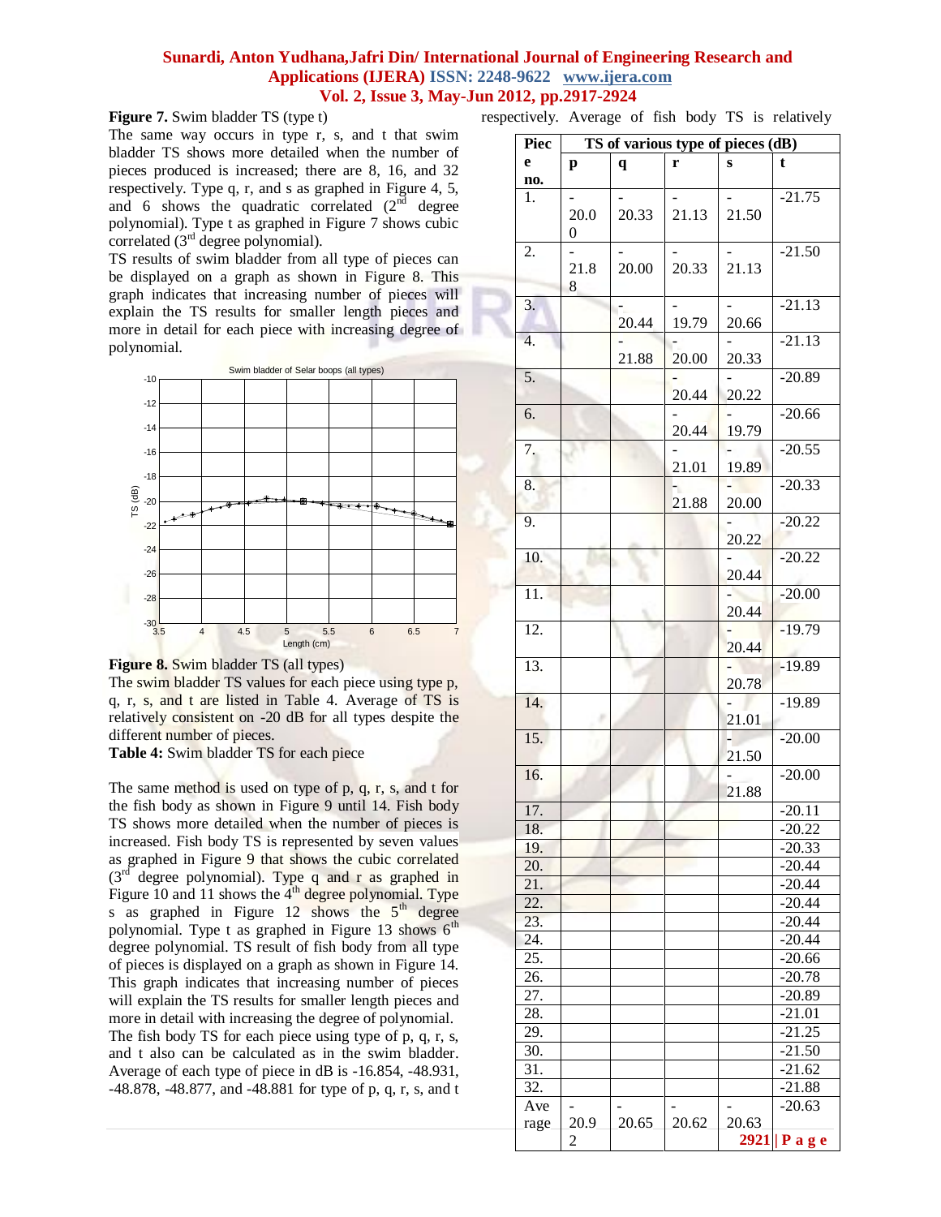**Figure 7.** Swim bladder TS (type t)

The same way occurs in type r, s, and t that swim bladder TS shows more detailed when the number of pieces produced is increased; there are 8, 16, and 32 respectively. Type q, r, and s as graphed in Figure 4, 5, and 6 shows the quadratic correlated (2[nd] degree polynomial). Type t as graphed in Figure 7 shows cubic correlated (3[rd] degree polynomial).

TS results of swim bladder from all type of pieces can be displayed on a graph as shown in Figure 8. This graph indicates that increasing number of pieces will explain the TS results for smaller length pieces and more in detail for each piece with increasing degree of polynomial.

**Figure 8.** Swim bladder TS (all types)

The swim bladder TS values for each piece using type p, q, r, s, and t are listed in Table 4. Average of TS is relatively consistent on -20 dB for all types despite the different number of pieces.

**Table 4:** Swim bladder TS for each piece

| Piece no. | TS of various type of pieces (dB) | | | | |
|---|---|---|---|---|---|
| | p | q | r | s | t |
| 1. | -20.00 | -20.33 | -21.13 | -21.50 | -21.75 |
| 2. | -21.88 | -20.00 | -20.33 | -21.13 | -21.50 |
| 3. | | -20.44 | -19.79 | -20.66 | -21.13 |
| 4. | | -21.88 | -20.00 | -20.33 | -21.13 |
| 5. | | | -20.44 | -20.22 | -20.89 |
| 6. | | | -20.44 | -19.79 | -20.66 |
| 7. | | | -21.01 | -19.89 | -20.55 |
| 8. | | | -21.88 | -20.00 | -20.33 |
| 9. | | | | -20.22 | -20.22 |
| 10. | | | | -20.44 | -20.22 |
| 11. | | | | -20.44 | -20.00 |
| 12. | | | | -20.44 | -19.79 |
| 13. | | | | -20.78 | -19.89 |
| 14. | | | | -21.01 | -19.89 |
| 15. | | | | -21.50 | -20.00 |
| 16. | | | | -21.88 | -20.00 |
| 17. | | | | | -20.11 |
| 18. | | | | | -20.22 |
| 19. | | | | | -20.33 |
| 20. | | | | | -20.44 |
| 21. | | | | | -20.44 |
| 22. | | | | | -20.44 |
| 23. | | | | | -20.44 |
| 24. | | | | | -20.44 |
| 25. | | | | | -20.66 |
| 26. | | | | | -20.78 |
| 27. | | | | | -20.89 |
| 28. | | | | | -21.01 |
| 29. | | | | | -21.25 |
| 30. | | | | | -21.50 |
| 31. | | | | | -21.62 |
| 32. | | | | | -21.88 |
| Average | -20.92 | -20.65 | -20.62 | -20.63 | -20.63 |

The same method is used on type of p, q, r, s, and t for the fish body as shown in Figure 9 until 14. Fish body TS shows more detailed when the number of pieces is increased. Fish body TS is represented by seven values as graphed in Figure 9 that shows the cubic correlated (3[rd] degree polynomial). Type q and r as graphed in Figure 10 and 11 shows the 4[th] degree polynomial. Type s as graphed in Figure 12 shows the 5[th] degree polynomial. Type t as graphed in Figure 13 shows 6[th] degree polynomial. TS result of fish body from all type of pieces is displayed on a graph as shown in Figure 14. This graph indicates that increasing number of pieces will explain the TS results for smaller length pieces and more in detail with increasing the degree of polynomial.

The fish body TS for each piece using type of p, q, r, s, and t also can be calculated as in the swim bladder. Average of each type of piece in dB is -16.854, -48.931, -48.878, -48.877, and -48.881 for type of p, q, r, s, and t respectively. Average of fish body TS is relatively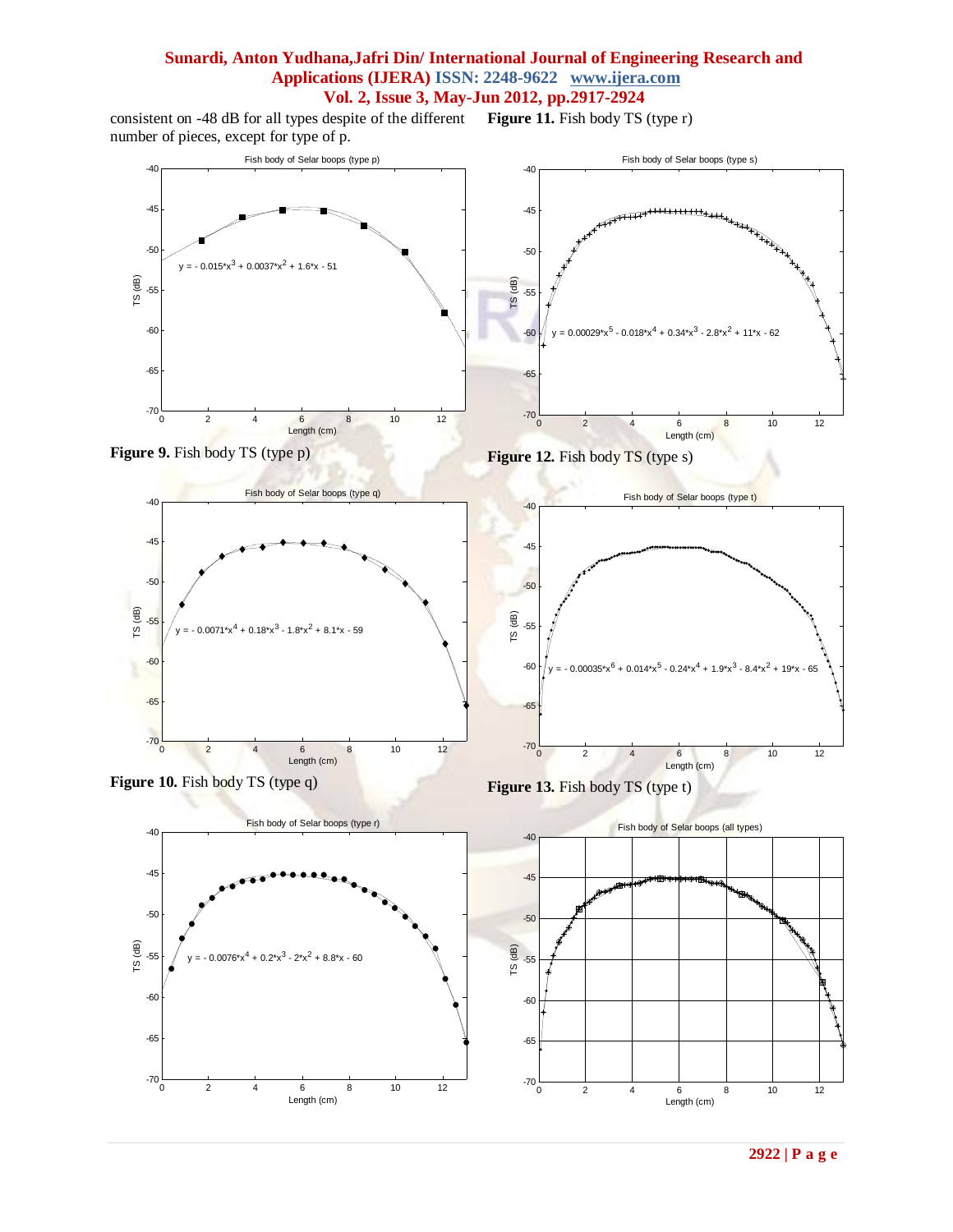consistent on -48 dB for all types despite of the different number of pieces, except for type of p.

Figure 9. Fish body TS (type p)

Figure 10. Fish body TS (type q)

Figure 11. Fish body TS (type r)

Figure 12. Fish body TS (type s)

Figure 13. Fish body TS (type t)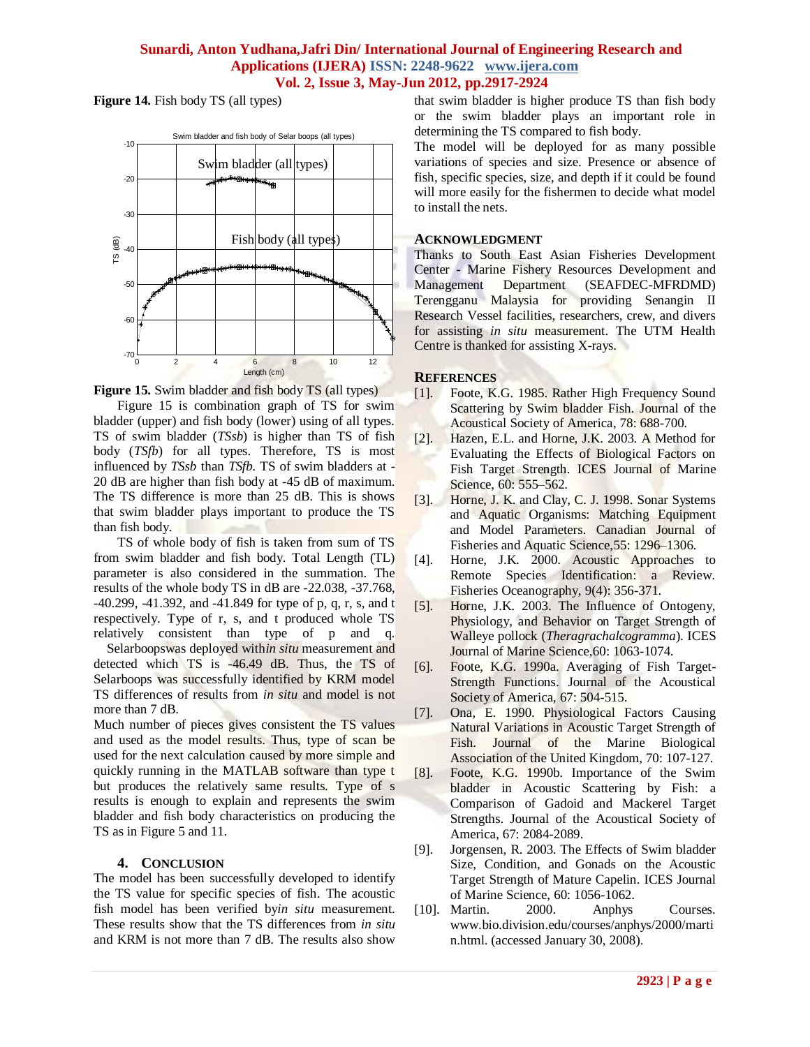**Figure 14.** Fish body TS (all types)

**Figure 15.** Swim bladder and fish body TS (all types)

Figure 15 is combination graph of TS for swim bladder (upper) and fish body (lower) using of all types. TS of swim bladder (*TSsb*) is higher than TS of fish body (*TSfb*) for all types. Therefore, TS is most influenced by *TSsb* than *TSfb*. TS of swim bladders at -20 dB are higher than fish body at -45 dB of maximum. The TS difference is more than 25 dB. This is shows that swim bladder plays important to produce the TS than fish body.

TS of whole body of fish is taken from sum of TS from swim bladder and fish body. Total Length (TL) parameter is also considered in the summation. The results of the whole body TS in dB are -22.038, -37.768, -40.299, -41.392, and -41.849 for type of p, q, r, s, and t respectively. Type of r, s, and t produced whole TS relatively consistent than type of p and q. Selarboopswas deployed within *in situ* measurement and detected which TS is -46.49 dB. Thus, the TS of Selarboops was successfully identified by KRM model TS differences of results from *in situ* and model is not more than 7 dB.

Much number of pieces gives consistent the TS values and used as the model results. Thus, type of scan be used for the next calculation caused by more simple and quickly running in the MATLAB software than type t but produces the relatively same results. Type of s results is enough to explain and represents the swim bladder and fish body characteristics on producing the TS as in Figure 5 and 11.

## 4. Conclusion

The model has been successfully developed to identify the TS value for specific species of fish. The acoustic fish model has been verified by *in situ* measurement. These results show that the TS differences from *in situ* and KRM is not more than 7 dB. The results also show that swim bladder is higher produce TS than fish body or the swim bladder plays an important role in determining the TS compared to fish body.

The model will be deployed for as many possible variations of species and size. Presence or absence of fish, specific species, size, and depth if it could be found will more easily for the fishermen to decide what model to install the nets.

## Acknowledgment

Thanks to South East Asian Fisheries Development Center - Marine Fishery Resources Development and Management Department (SEAFDEC-MFRDMD) Terengganu Malaysia for providing Senangin II Research Vessel facilities, researchers, crew, and divers for assisting *in situ* measurement. The UTM Health Centre is thanked for assisting X-rays.

## References

[1]. Foote, K.G. 1985. Rather High Frequency Sound Scattering by Swim bladder Fish. Journal of the Acoustical Society of America, 78: 688-700.

[2]. Hazen, E.L. and Horne, J.K. 2003. A Method for Evaluating the Effects of Biological Factors on Fish Target Strength. ICES Journal of Marine Science, 60: 555–562.

[3]. Horne, J. K. and Clay, C. J. 1998. Sonar Systems and Aquatic Organisms: Matching Equipment and Model Parameters. Canadian Journal of Fisheries and Aquatic Science,55: 1296–1306.

[4]. Horne, J.K. 2000. Acoustic Approaches to Remote Species Identification: a Review. Fisheries Oceanography, 9(4): 356-371.

[5]. Horne, J.K. 2003. The Influence of Ontogeny, Physiology, and Behavior on Target Strength of Walleye pollock (*Theragrachalcogramma*). ICES Journal of Marine Science,60: 1063-1074.

[6]. Foote, K.G. 1990a. Averaging of Fish Target-Strength Functions. Journal of the Acoustical Society of America, 67: 504-515.

[7]. Ona, E. 1990. Physiological Factors Causing Natural Variations in Acoustic Target Strength of Fish. Journal of the Marine Biological Association of the United Kingdom, 70: 107-127.

[8]. Foote, K.G. 1990b. Importance of the Swim bladder in Acoustic Scattering by Fish: a Comparison of Gadoid and Mackerel Target Strengths. Journal of the Acoustical Society of America, 67: 2084-2089.

[9]. Jorgensen, R. 2003. The Effects of Swim bladder Size, Condition, and Gonads on the Acoustic Target Strength of Mature Capelin. ICES Journal of Marine Science, 60: 1056-1062.

[10]. Martin. 2000. Anphys Courses. www.bio.division.edu/courses/anphys/2000/martin.html. (accessed January 30, 2008).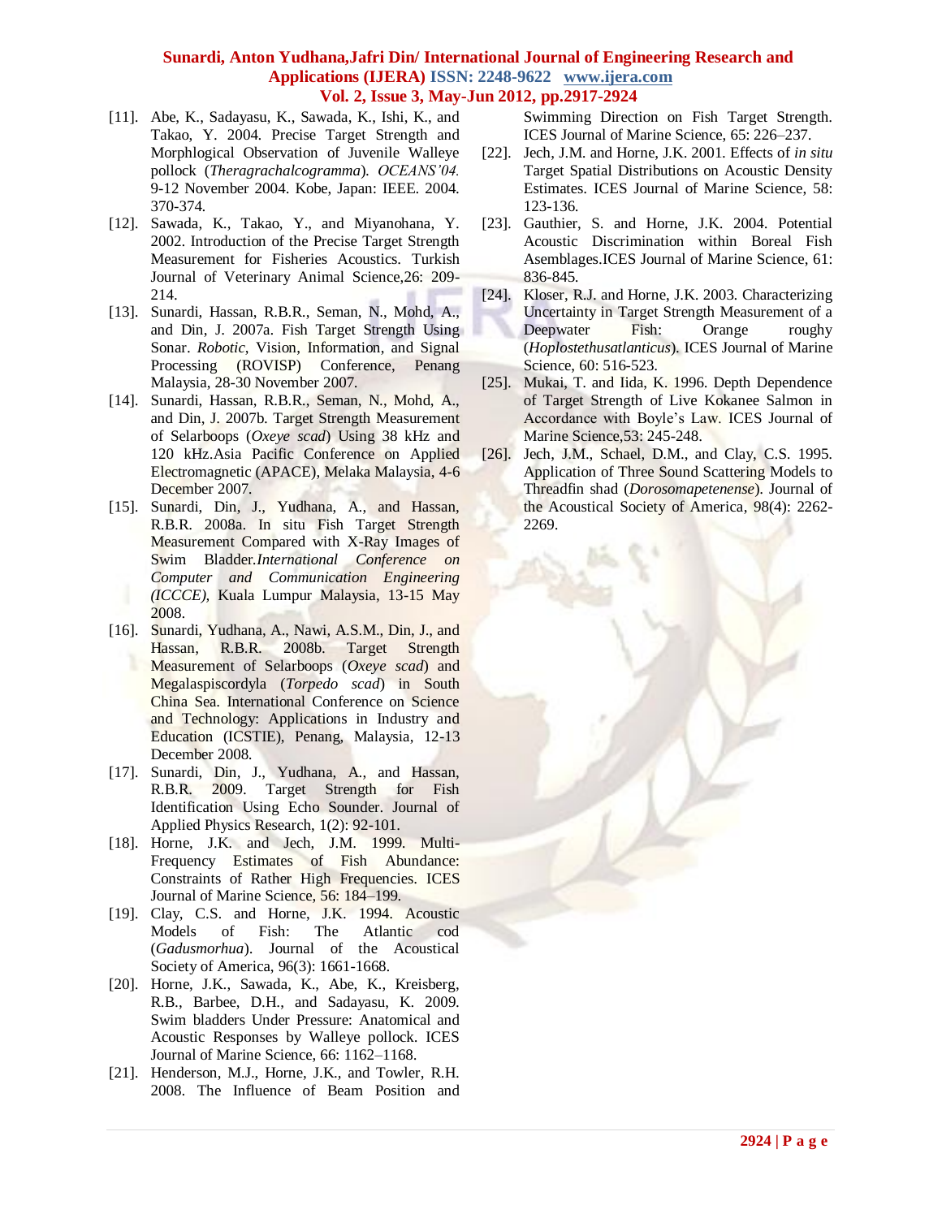[11]. Abe, K., Sadayasu, K., Sawada, K., Ishi, K., and Takao, Y. 2004. Precise Target Strength and Morphlogical Observation of Juvenile Walleye pollock (*Theragrachalcogramma*). *OCEANS'04.* 9-12 November 2004. Kobe, Japan: IEEE. 2004. 370-374.

[12]. Sawada, K., Takao, Y., and Miyanohana, Y. 2002. Introduction of the Precise Target Strength Measurement for Fisheries Acoustics. Turkish Journal of Veterinary Animal Science,26: 209-214.

[13]. Sunardi, Hassan, R.B.R., Seman, N., Mohd, A., and Din, J. 2007a. Fish Target Strength Using Sonar. *Robotic*, Vision, Information, and Signal Processing (ROVISP) Conference, Penang Malaysia, 28-30 November 2007.

[14]. Sunardi, Hassan, R.B.R., Seman, N., Mohd, A., and Din, J. 2007b. Target Strength Measurement of Selarboops (*Oxeye scad*) Using 38 kHz and 120 kHz.Asia Pacific Conference on Applied Electromagnetic (APACE), Melaka Malaysia, 4-6 December 2007.

[15]. Sunardi, Din, J., Yudhana, A., and Hassan, R.B.R. 2008a. In situ Fish Target Strength Measurement Compared with X-Ray Images of Swim Bladder.*International Conference on Computer and Communication Engineering (ICCCE),* Kuala Lumpur Malaysia, 13-15 May 2008.

[16]. Sunardi, Yudhana, A., Nawi, A.S.M., Din, J., and Hassan, R.B.R. 2008b. Target Strength Measurement of Selarboops (*Oxeye scad*) and Megalaspiscordyla (*Torpedo scad*) in South China Sea. International Conference on Science and Technology: Applications in Industry and Education (ICSTIE), Penang, Malaysia, 12-13 December 2008.

[17]. Sunardi, Din, J., Yudhana, A., and Hassan, R.B.R. 2009. Target Strength for Fish Identification Using Echo Sounder. Journal of Applied Physics Research, 1(2): 92-101.

[18]. Horne, J.K. and Jech, J.M. 1999. Multi-Frequency Estimates of Fish Abundance: Constraints of Rather High Frequencies. ICES Journal of Marine Science, 56: 184–199.

[19]. Clay, C.S. and Horne, J.K. 1994. Acoustic Models of Fish: The Atlantic cod (*Gadusmorhua*). Journal of the Acoustical Society of America, 96(3): 1661-1668.

[20]. Horne, J.K., Sawada, K., Abe, K., Kreisberg, R.B., Barbee, D.H., and Sadayasu, K. 2009. Swim bladders Under Pressure: Anatomical and Acoustic Responses by Walleye pollock. ICES Journal of Marine Science, 66: 1162–1168.

[21]. Henderson, M.J., Horne, J.K., and Towler, R.H. 2008. The Influence of Beam Position and Swimming Direction on Fish Target Strength. ICES Journal of Marine Science, 65: 226–237.

[22]. Jech, J.M. and Horne, J.K. 2001. Effects of *in situ* Target Spatial Distributions on Acoustic Density Estimates. ICES Journal of Marine Science, 58: 123-136.

[23]. Gauthier, S. and Horne, J.K. 2004. Potential Acoustic Discrimination within Boreal Fish Asemblages.ICES Journal of Marine Science, 61: 836-845.

[24]. Kloser, R.J. and Horne, J.K. 2003. Characterizing Uncertainty in Target Strength Measurement of a Deepwater Fish: Orange roughy (*Hoplostethusatlanticus*). ICES Journal of Marine Science, 60: 516-523.

[25]. Mukai, T. and Iida, K. 1996. Depth Dependence of Target Strength of Live Kokanee Salmon in Accordance with Boyle's Law. ICES Journal of Marine Science,53: 245-248.

[26]. Jech, J.M., Schael, D.M., and Clay, C.S. 1995. Application of Three Sound Scattering Models to Threadfin shad (*Dorosomapetenense*). Journal of the Acoustical Society of America, 98(4): 2262-2269.